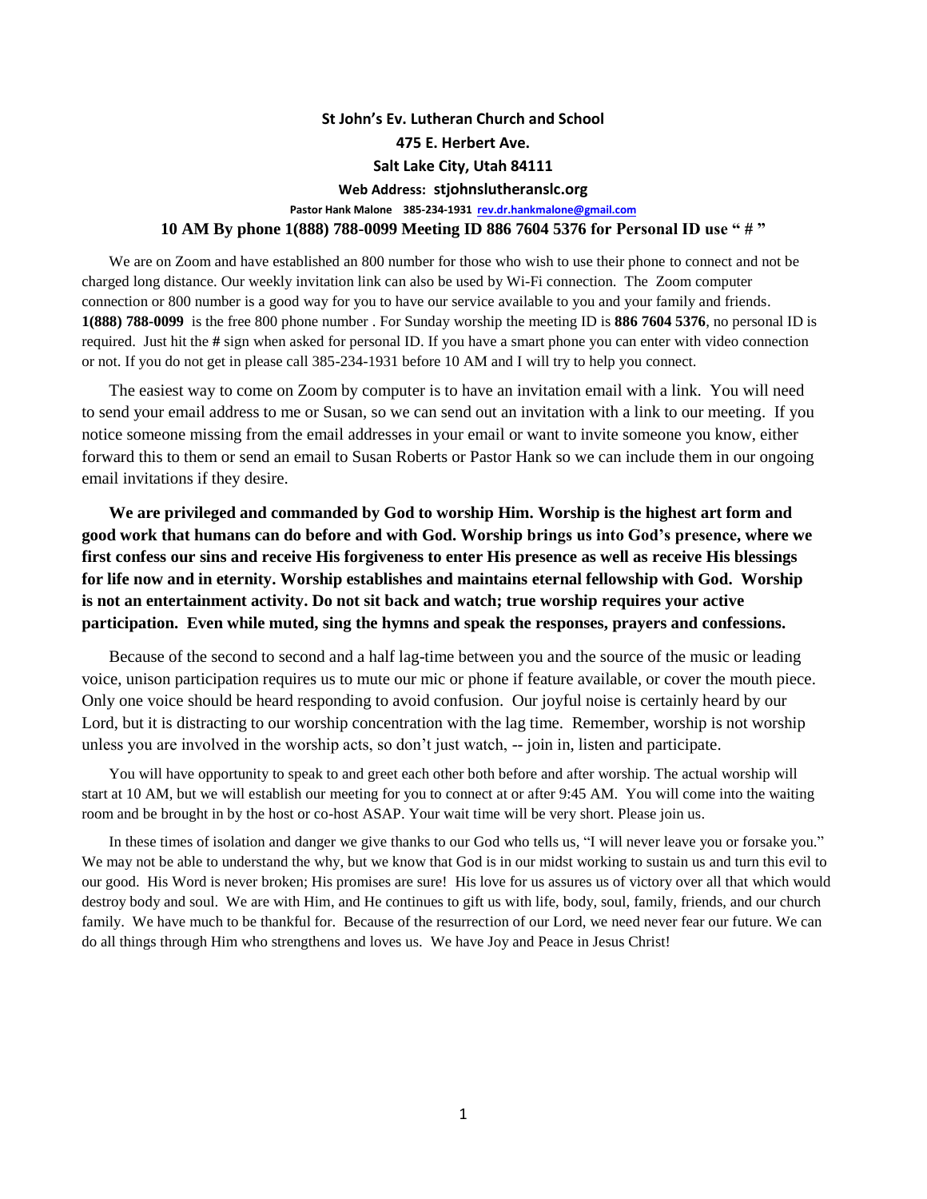**St John's Ev. Lutheran Church and School**

**475 E. Herbert Ave.**

**Salt Lake City, Utah 84111**

**Web Address: stjohnslutheranslc.org**

**Pastor Hank Malone 385-234-1931 rev.dr.hankmalone@gmail.com**

**10 AM By phone 1(888) 788-0099 Meeting ID 886 7604 5376 for Personal ID use " # "**

We are on Zoom and have established an 800 number for those who wish to use their phone to connect and not be charged long distance. Our weekly invitation link can also be used by Wi-Fi connection. The Zoom computer connection or 800 number is a good way for you to have our service available to you and your family and friends. **1(888) 788-0099** is the free 800 phone number . For Sunday worship the meeting ID is **886 7604 5376**, no personal ID is required. Just hit the **#** sign when asked for personal ID. If you have a smart phone you can enter with video connection or not. If you do not get in please call 385-234-1931 before 10 AM and I will try to help you connect.

The easiest way to come on Zoom by computer is to have an invitation email with a link. You will need to send your email address to me or Susan, so we can send out an invitation with a link to our meeting. If you notice someone missing from the email addresses in your email or want to invite someone you know, either forward this to them or send an email to Susan Roberts or Pastor Hank so we can include them in our ongoing email invitations if they desire.

**We are privileged and commanded by God to worship Him. Worship is the highest art form and good work that humans can do before and with God. Worship brings us into God's presence, where we first confess our sins and receive His forgiveness to enter His presence as well as receive His blessings for life now and in eternity. Worship establishes and maintains eternal fellowship with God. Worship is not an entertainment activity. Do not sit back and watch; true worship requires your active participation. Even while muted, sing the hymns and speak the responses, prayers and confessions.**

Because of the second to second and a half lag-time between you and the source of the music or leading voice, unison participation requires us to mute our mic or phone if feature available, or cover the mouth piece. Only one voice should be heard responding to avoid confusion. Our joyful noise is certainly heard by our Lord, but it is distracting to our worship concentration with the lag time. Remember, worship is not worship unless you are involved in the worship acts, so don't just watch, -- join in, listen and participate.

You will have opportunity to speak to and greet each other both before and after worship. The actual worship will start at 10 AM, but we will establish our meeting for you to connect at or after 9:45 AM. You will come into the waiting room and be brought in by the host or co-host ASAP. Your wait time will be very short. Please join us.

In these times of isolation and danger we give thanks to our God who tells us, "I will never leave you or forsake you." We may not be able to understand the why, but we know that God is in our midst working to sustain us and turn this evil to our good. His Word is never broken; His promises are sure! His love for us assures us of victory over all that which would destroy body and soul. We are with Him, and He continues to gift us with life, body, soul, family, friends, and our church family. We have much to be thankful for. Because of the resurrection of our Lord, we need never fear our future. We can do all things through Him who strengthens and loves us. We have Joy and Peace in Jesus Christ!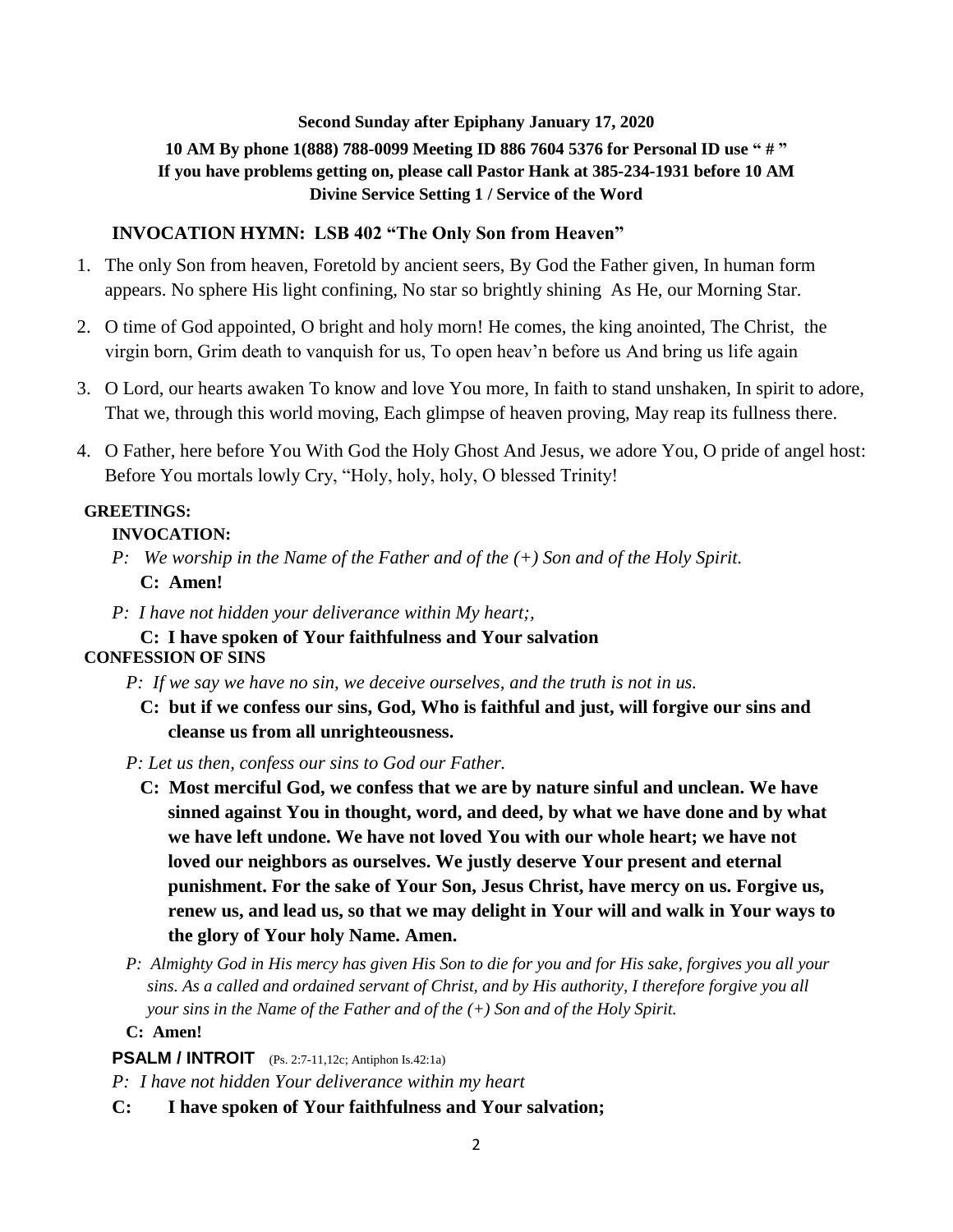**Second Sunday after Epiphany January 17, 2020**

**10 AM By phone 1(888) 788-0099 Meeting ID 886 7604 5376 for Personal ID use " # "**
**If you have problems getting on, please call Pastor Hank at 385-234-1931 before 10 AM**
**Divine Service Setting 1 / Service of the Word**

## INVOCATION HYMN: LSB 402 "The Only Son from Heaven"

1. The only Son from heaven, Foretold by ancient seers, By God the Father given, In human form appears. No sphere His light confining, No star so brightly shining As He, our Morning Star.
2. O time of God appointed, O bright and holy morn! He comes, the king anointed, The Christ, the virgin born, Grim death to vanquish for us, To open heav'n before us And bring us life again
3. O Lord, our hearts awaken To know and love You more, In faith to stand unshaken, In spirit to adore, That we, through this world moving, Each glimpse of heaven proving, May reap its fullness there.
4. O Father, here before You With God the Holy Ghost And Jesus, we adore You, O pride of angel host: Before You mortals lowly Cry, "Holy, holy, holy, O blessed Trinity!

**GREETINGS:**

**INVOCATION:**

*P: We worship in the Name of the Father and of the (+) Son and of the Holy Spirit.*

**C: Amen!**

*P: I have not hidden your deliverance within My heart;,*

**C: I have spoken of Your faithfulness and Your salvation**

**CONFESSION OF SINS**

*P: If we say we have no sin, we deceive ourselves, and the truth is not in us.*

**C: but if we confess our sins, God, Who is faithful and just, will forgive our sins and cleanse us from all unrighteousness.**

*P: Let us then, confess our sins to God our Father.*

**C: Most merciful God, we confess that we are by nature sinful and unclean. We have sinned against You in thought, word, and deed, by what we have done and by what we have left undone. We have not loved You with our whole heart; we have not loved our neighbors as ourselves. We justly deserve Your present and eternal punishment. For the sake of Your Son, Jesus Christ, have mercy on us. Forgive us, renew us, and lead us, so that we may delight in Your will and walk in Your ways to the glory of Your holy Name. Amen.**

*P: Almighty God in His mercy has given His Son to die for you and for His sake, forgives you all your sins. As a called and ordained servant of Christ, and by His authority, I therefore forgive you all your sins in the Name of the Father and of the (+) Son and of the Holy Spirit.*

**C: Amen!**

**PSALM / INTROIT** (Ps. 2:7-11,12c; Antiphon Is.42:1a)

*P: I have not hidden Your deliverance within my heart*

**C: I have spoken of Your faithfulness and Your salvation;**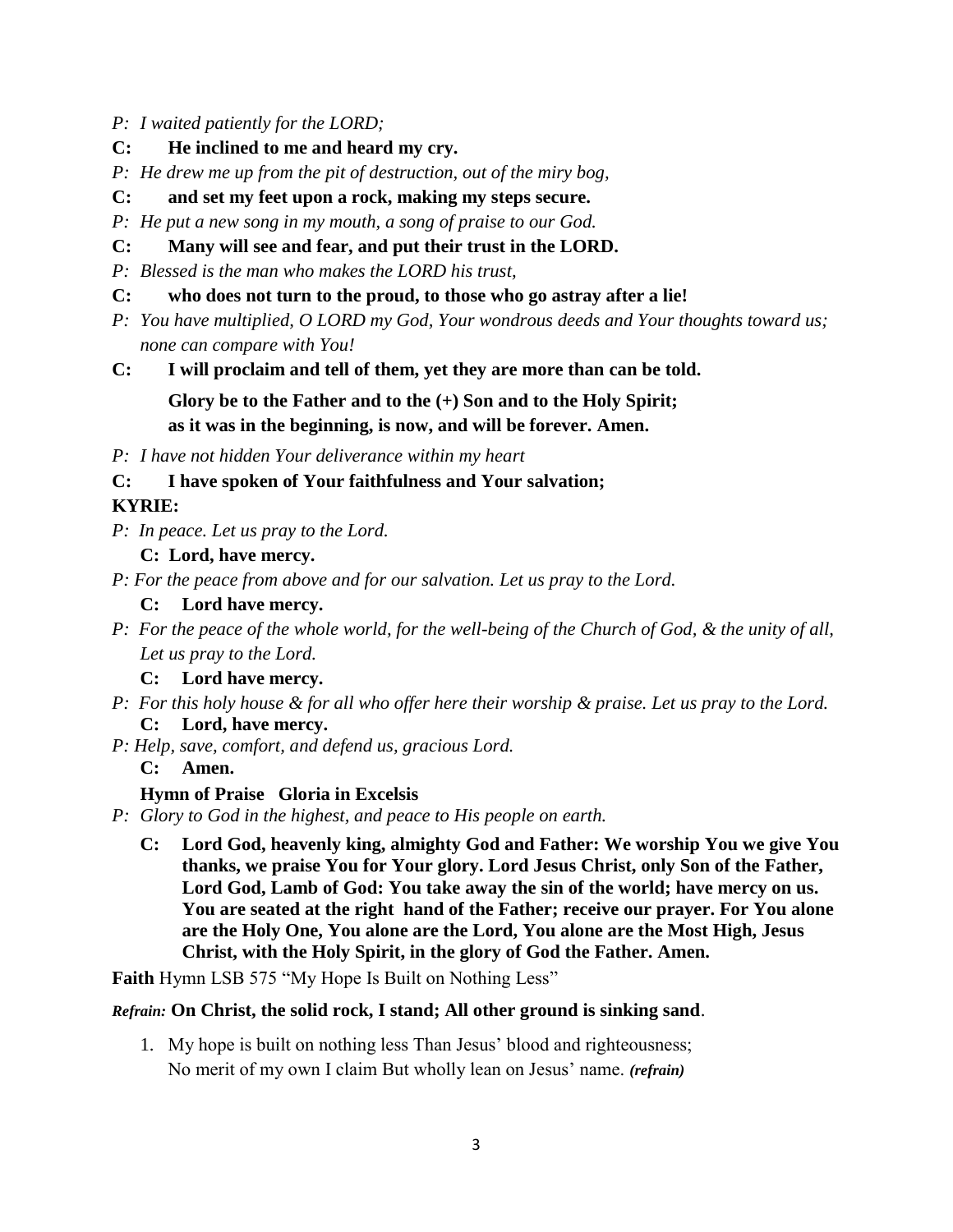*P: I waited patiently for the LORD;*

**C: He inclined to me and heard my cry.**

*P: He drew me up from the pit of destruction, out of the miry bog,*

**C: and set my feet upon a rock, making my steps secure.**

*P: He put a new song in my mouth, a song of praise to our God.*

**C: Many will see and fear, and put their trust in the LORD.**

*P: Blessed is the man who makes the LORD his trust,*

**C: who does not turn to the proud, to those who go astray after a lie!**

*P: You have multiplied, O LORD my God, Your wondrous deeds and Your thoughts toward us; none can compare with You!*

**C: I will proclaim and tell of them, yet they are more than can be told.**

**Glory be to the Father and to the (+) Son and to the Holy Spirit; as it was in the beginning, is now, and will be forever. Amen.**

*P: I have not hidden Your deliverance within my heart*

**C: I have spoken of Your faithfulness and Your salvation;**

**KYRIE:**

*P: In peace. Let us pray to the Lord.*

**C: Lord, have mercy.**

*P: For the peace from above and for our salvation. Let us pray to the Lord.*

**C: Lord have mercy.**

*P: For the peace of the whole world, for the well-being of the Church of God, & the unity of all, Let us pray to the Lord.*

**C: Lord have mercy.**

*P: For this holy house & for all who offer here their worship & praise. Let us pray to the Lord.*

**C: Lord, have mercy.**

*P: Help, save, comfort, and defend us, gracious Lord.*

**C: Amen.**

**Hymn of Praise Gloria in Excelsis**

*P: Glory to God in the highest, and peace to His people on earth.*

**C: Lord God, heavenly king, almighty God and Father: We worship You we give You thanks, we praise You for Your glory. Lord Jesus Christ, only Son of the Father, Lord God, Lamb of God: You take away the sin of the world; have mercy on us. You are seated at the right hand of the Father; receive our prayer. For You alone are the Holy One, You alone are the Lord, You alone are the Most High, Jesus Christ, with the Holy Spirit, in the glory of God the Father. Amen.**

**Faith** Hymn LSB 575 "My Hope Is Built on Nothing Less"

***Refrain:*** **On Christ, the solid rock, I stand; All other ground is sinking sand**.

1. My hope is built on nothing less Than Jesus' blood and righteousness; No merit of my own I claim But wholly lean on Jesus' name. ***(refrain)***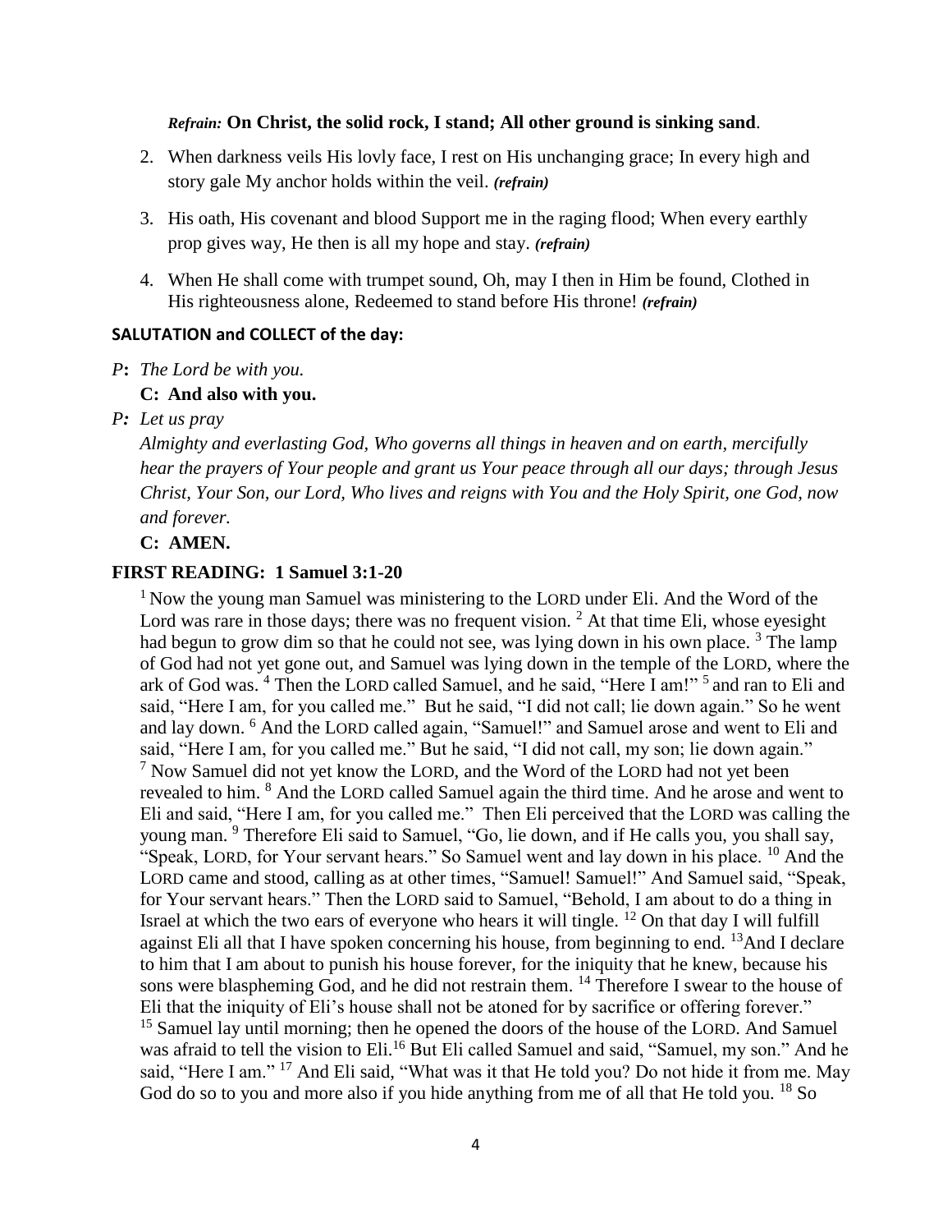*Refrain:* **On Christ, the solid rock, I stand; All other ground is sinking sand**.

2. When darkness veils His lovly face, I rest on His unchanging grace; In every high and story gale My anchor holds within the veil. ***(refrain)***

3. His oath, His covenant and blood Support me in the raging flood; When every earthly prop gives way, He then is all my hope and stay. ***(refrain)***

4. When He shall come with trumpet sound, Oh, may I then in Him be found, Clothed in His righteousness alone, Redeemed to stand before His throne! ***(refrain)***

**SALUTATION and COLLECT of the day:**

*P***:** *The Lord be with you.*

**C: And also with you.**

*P: Let us pray*

*Almighty and everlasting God, Who governs all things in heaven and on earth, mercifully hear the prayers of Your people and grant us Your peace through all our days; through Jesus Christ, Your Son, our Lord, Who lives and reigns with You and the Holy Spirit, one God, now and forever.*

**C: AMEN.**

**FIRST READING: 1 Samuel 3:1-20**

[1] Now the young man Samuel was ministering to the LORD under Eli. And the Word of the Lord was rare in those days; there was no frequent vision. [2] At that time Eli, whose eyesight had begun to grow dim so that he could not see, was lying down in his own place. [3] The lamp of God had not yet gone out, and Samuel was lying down in the temple of the LORD, where the ark of God was. [4] Then the LORD called Samuel, and he said, "Here I am!" [5] and ran to Eli and said, "Here I am, for you called me." But he said, "I did not call; lie down again." So he went and lay down. [6] And the LORD called again, "Samuel!" and Samuel arose and went to Eli and said, "Here I am, for you called me." But he said, "I did not call, my son; lie down again." [7] Now Samuel did not yet know the LORD, and the Word of the LORD had not yet been revealed to him. [8] And the LORD called Samuel again the third time. And he arose and went to Eli and said, "Here I am, for you called me." Then Eli perceived that the LORD was calling the young man. [9] Therefore Eli said to Samuel, "Go, lie down, and if He calls you, you shall say, "Speak, LORD, for Your servant hears." So Samuel went and lay down in his place. [10] And the LORD came and stood, calling as at other times, "Samuel! Samuel!" And Samuel said, "Speak, for Your servant hears." Then the LORD said to Samuel, "Behold, I am about to do a thing in Israel at which the two ears of everyone who hears it will tingle. [12] On that day I will fulfill against Eli all that I have spoken concerning his house, from beginning to end. [13]And I declare to him that I am about to punish his house forever, for the iniquity that he knew, because his sons were blaspheming God, and he did not restrain them. [14] Therefore I swear to the house of Eli that the iniquity of Eli's house shall not be atoned for by sacrifice or offering forever." [15] Samuel lay until morning; then he opened the doors of the house of the LORD. And Samuel was afraid to tell the vision to Eli.[16] But Eli called Samuel and said, "Samuel, my son." And he said, "Here I am." [17] And Eli said, "What was it that He told you? Do not hide it from me. May God do so to you and more also if you hide anything from me of all that He told you. [18] So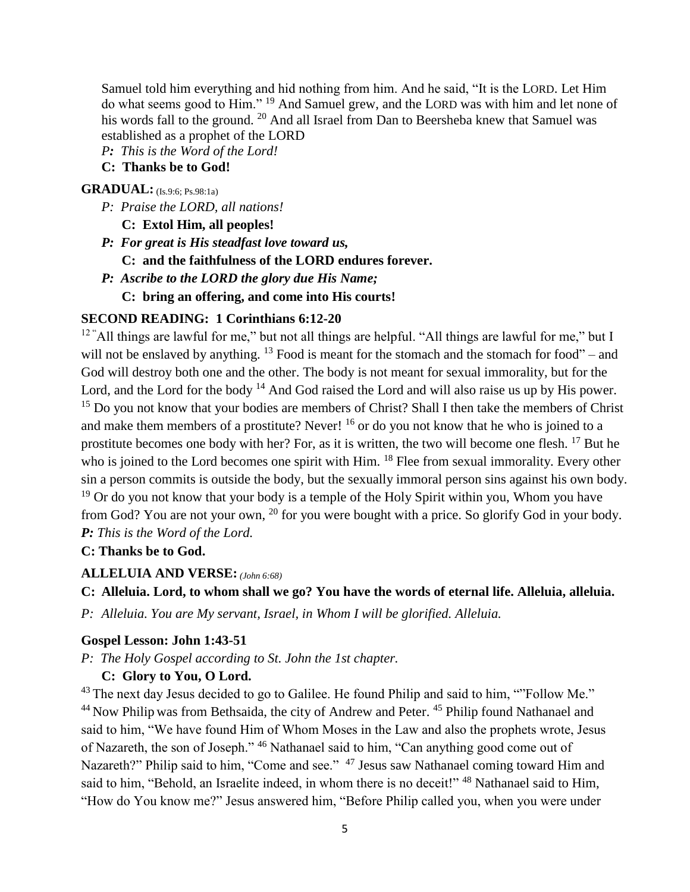Samuel told him everything and hid nothing from him. And he said, "It is the LORD. Let Him do what seems good to Him." [19] And Samuel grew, and the LORD was with him and let none of his words fall to the ground. [20] And all Israel from Dan to Beersheba knew that Samuel was established as a prophet of the LORD

*P: This is the Word of the Lord!*

**C: Thanks be to God!**

**GRADUAL:** (Is.9:6; Ps.98:1a)

*P: Praise the LORD, all nations!*

**C: Extol Him, all peoples!**

***P: For great is His steadfast love toward us,***

**C: and the faithfulness of the LORD endures forever.**

***P: Ascribe to the LORD the glory due His Name;***

**C: bring an offering, and come into His courts!**

**SECOND READING: 1 Corinthians 6:12-20**

[12] "All things are lawful for me," but not all things are helpful. "All things are lawful for me," but I will not be enslaved by anything. [13] Food is meant for the stomach and the stomach for food" – and God will destroy both one and the other. The body is not meant for sexual immorality, but for the Lord, and the Lord for the body [14] And God raised the Lord and will also raise us up by His power. [15] Do you not know that your bodies are members of Christ? Shall I then take the members of Christ and make them members of a prostitute? Never! [16] or do you not know that he who is joined to a prostitute becomes one body with her? For, as it is written, the two will become one flesh. [17] But he who is joined to the Lord becomes one spirit with Him. [18] Flee from sexual immorality. Every other sin a person commits is outside the body, but the sexually immoral person sins against his own body. [19] Or do you not know that your body is a temple of the Holy Spirit within you, Whom you have from God? You are not your own, [20] for you were bought with a price. So glorify God in your body.

***P:*** *This is the Word of the Lord.*

**C: Thanks be to God.**

**ALLELUIA AND VERSE:** *(John 6:68)*

**C: Alleluia. Lord, to whom shall we go? You have the words of eternal life. Alleluia, alleluia.**

*P: Alleluia. You are My servant, Israel, in Whom I will be glorified. Alleluia.*

**Gospel Lesson: John 1:43-51**

*P: The Holy Gospel according to St. John the 1st chapter.*

**C: Glory to You, O Lord.**

[43] The next day Jesus decided to go to Galilee. He found Philip and said to him, ""Follow Me." [44] Now Philip was from Bethsaida, the city of Andrew and Peter. [45] Philip found Nathanael and said to him, "We have found Him of Whom Moses in the Law and also the prophets wrote, Jesus of Nazareth, the son of Joseph." [46] Nathanael said to him, "Can anything good come out of Nazareth?" Philip said to him, "Come and see." [47] Jesus saw Nathanael coming toward Him and said to him, "Behold, an Israelite indeed, in whom there is no deceit!" [48] Nathanael said to Him, "How do You know me?" Jesus answered him, "Before Philip called you, when you were under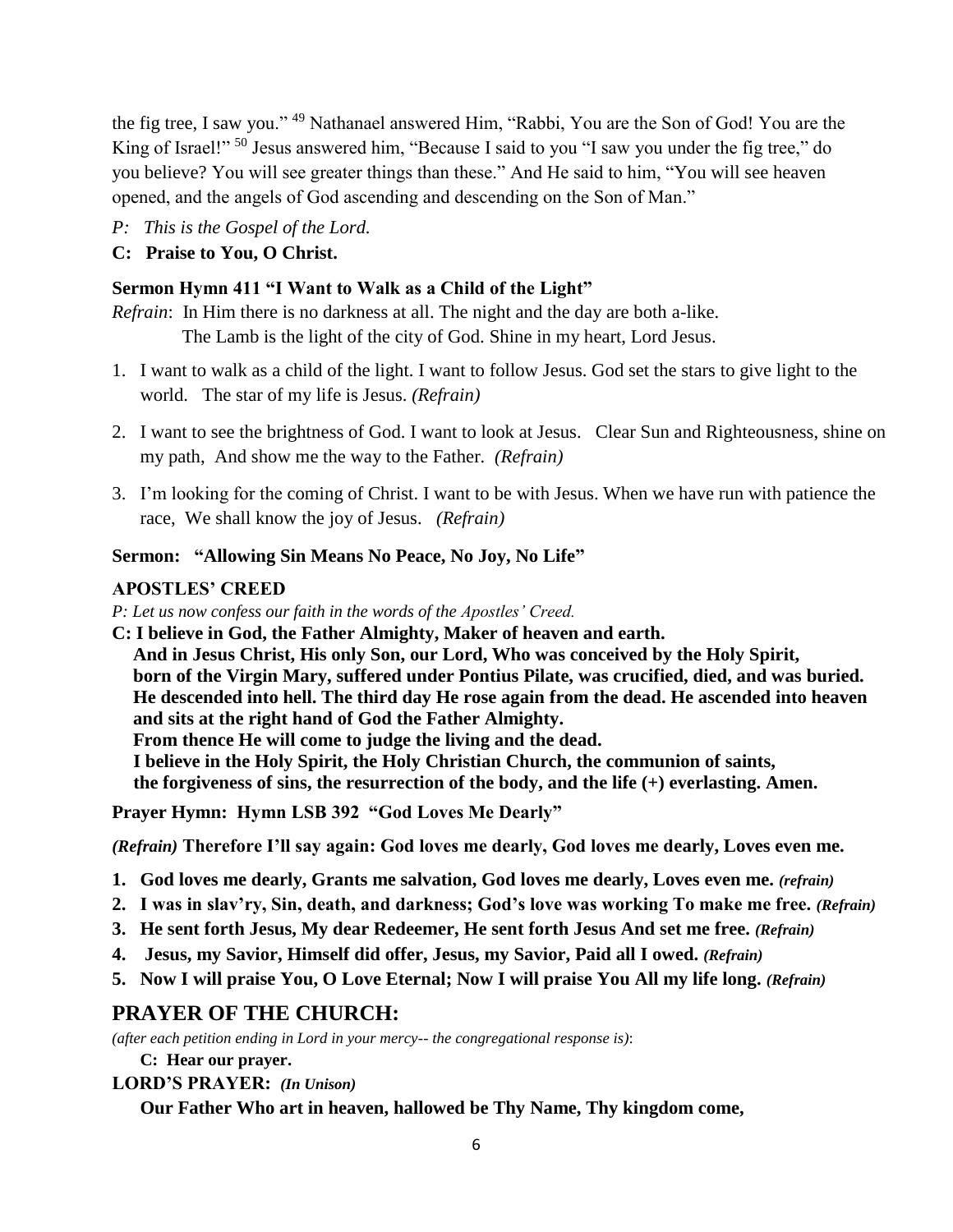the fig tree, I saw you." [49] Nathanael answered Him, "Rabbi, You are the Son of God! You are the King of Israel!" [50] Jesus answered him, "Because I said to you "I saw you under the fig tree," do you believe? You will see greater things than these." And He said to him, "You will see heaven opened, and the angels of God ascending and descending on the Son of Man."

*P: This is the Gospel of the Lord.*

**C: Praise to You, O Christ.**

**Sermon Hymn 411 "I Want to Walk as a Child of the Light"**

*Refrain*: In Him there is no darkness at all. The night and the day are both a-like.
The Lamb is the light of the city of God. Shine in my heart, Lord Jesus.

1. I want to walk as a child of the light. I want to follow Jesus. God set the stars to give light to the world. The star of my life is Jesus. *(Refrain)*
2. I want to see the brightness of God. I want to look at Jesus. Clear Sun and Righteousness, shine on my path, And show me the way to the Father. *(Refrain)*
3. I'm looking for the coming of Christ. I want to be with Jesus. When we have run with patience the race, We shall know the joy of Jesus. *(Refrain)*

**Sermon: "Allowing Sin Means No Peace, No Joy, No Life"**

**APOSTLES' CREED**

*P: Let us now confess our faith in the words of the Apostles' Creed.*

**C: I believe in God, the Father Almighty, Maker of heaven and earth.
And in Jesus Christ, His only Son, our Lord, Who was conceived by the Holy Spirit, born of the Virgin Mary, suffered under Pontius Pilate, was crucified, died, and was buried. He descended into hell. The third day He rose again from the dead. He ascended into heaven and sits at the right hand of God the Father Almighty.
From thence He will come to judge the living and the dead.
I believe in the Holy Spirit, the Holy Christian Church, the communion of saints, the forgiveness of sins, the resurrection of the body, and the life (+) everlasting. Amen.**

**Prayer Hymn: Hymn LSB 392 "God Loves Me Dearly"**

***(Refrain)* Therefore I'll say again: God loves me dearly, God loves me dearly, Loves even me.**

1. **God loves me dearly, Grants me salvation, God loves me dearly, Loves even me.** ***(refrain)***
2. **I was in slav'ry, Sin, death, and darkness; God's love was working To make me free.** ***(Refrain)***
3. **He sent forth Jesus, My dear Redeemer, He sent forth Jesus And set me free.** ***(Refrain)***
4. **Jesus, my Savior, Himself did offer, Jesus, my Savior, Paid all I owed.** ***(Refrain)***
5. **Now I will praise You, O Love Eternal; Now I will praise You All my life long.** ***(Refrain)***

## PRAYER OF THE CHURCH:

*(after each petition ending in Lord in your mercy-- the congregational response is)*:

**C: Hear our prayer.**

**LORD'S PRAYER:** ***(In Unison)***

**Our Father Who art in heaven, hallowed be Thy Name, Thy kingdom come,**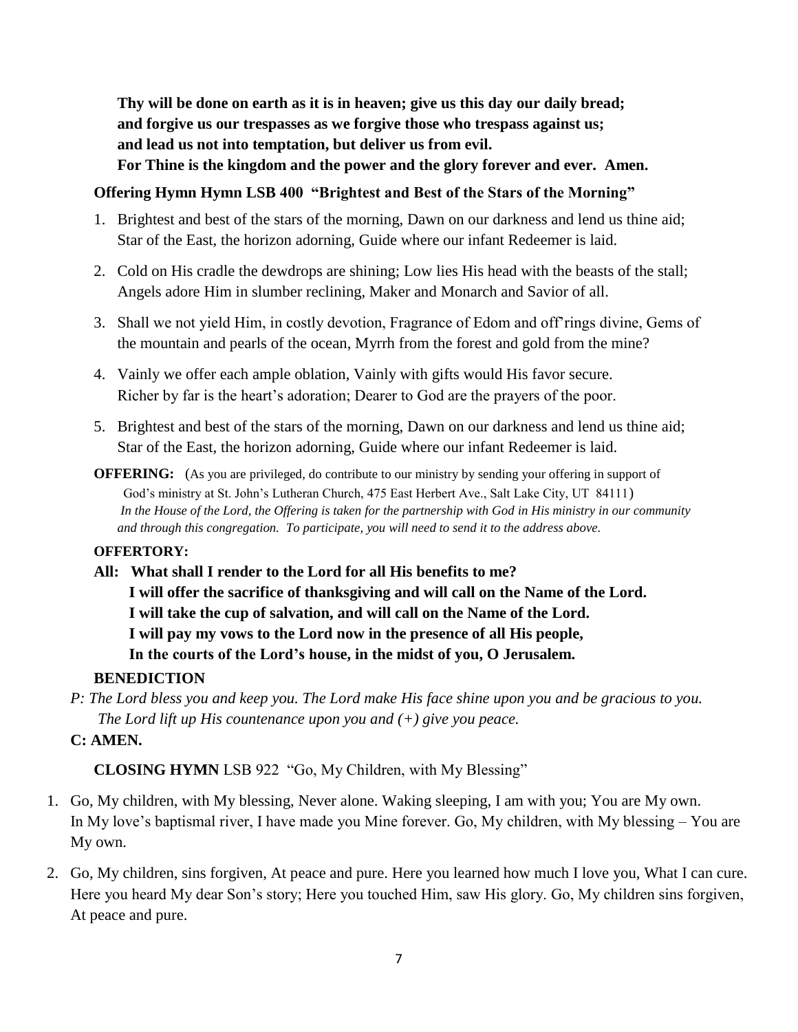**Thy will be done on earth as it is in heaven; give us this day our daily bread;**
**and forgive us our trespasses as we forgive those who trespass against us;**
**and lead us not into temptation, but deliver us from evil.**
**For Thine is the kingdom and the power and the glory forever and ever. Amen.**

**Offering Hymn Hymn LSB 400 "Brightest and Best of the Stars of the Morning"**

1. Brightest and best of the stars of the morning, Dawn on our darkness and lend us thine aid; Star of the East, the horizon adorning, Guide where our infant Redeemer is laid.
2. Cold on His cradle the dewdrops are shining; Low lies His head with the beasts of the stall; Angels adore Him in slumber reclining, Maker and Monarch and Savior of all.
3. Shall we not yield Him, in costly devotion, Fragrance of Edom and off'rings divine, Gems of the mountain and pearls of the ocean, Myrrh from the forest and gold from the mine?
4. Vainly we offer each ample oblation, Vainly with gifts would His favor secure. Richer by far is the heart's adoration; Dearer to God are the prayers of the poor.
5. Brightest and best of the stars of the morning, Dawn on our darkness and lend us thine aid; Star of the East, the horizon adorning, Guide where our infant Redeemer is laid.

**OFFERING:** (As you are privileged, do contribute to our ministry by sending your offering in support of God's ministry at St. John's Lutheran Church, 475 East Herbert Ave., Salt Lake City, UT 84111)
*In the House of the Lord, the Offering is taken for the partnership with God in His ministry in our community and through this congregation. To participate, you will need to send it to the address above.*

**OFFERTORY:**

**All: What shall I render to the Lord for all His benefits to me?**
**I will offer the sacrifice of thanksgiving and will call on the Name of the Lord.**
**I will take the cup of salvation, and will call on the Name of the Lord.**
**I will pay my vows to the Lord now in the presence of all His people,**
**In the courts of the Lord's house, in the midst of you, O Jerusalem.**

**BENEDICTION**

*P: The Lord bless you and keep you. The Lord make His face shine upon you and be gracious to you. The Lord lift up His countenance upon you and (+) give you peace.*

**C: AMEN.**

**CLOSING HYMN** LSB 922 "Go, My Children, with My Blessing"

1. Go, My children, with My blessing, Never alone. Waking sleeping, I am with you; You are My own. In My love's baptismal river, I have made you Mine forever. Go, My children, with My blessing – You are My own.
2. Go, My children, sins forgiven, At peace and pure. Here you learned how much I love you, What I can cure. Here you heard My dear Son's story; Here you touched Him, saw His glory. Go, My children sins forgiven, At peace and pure.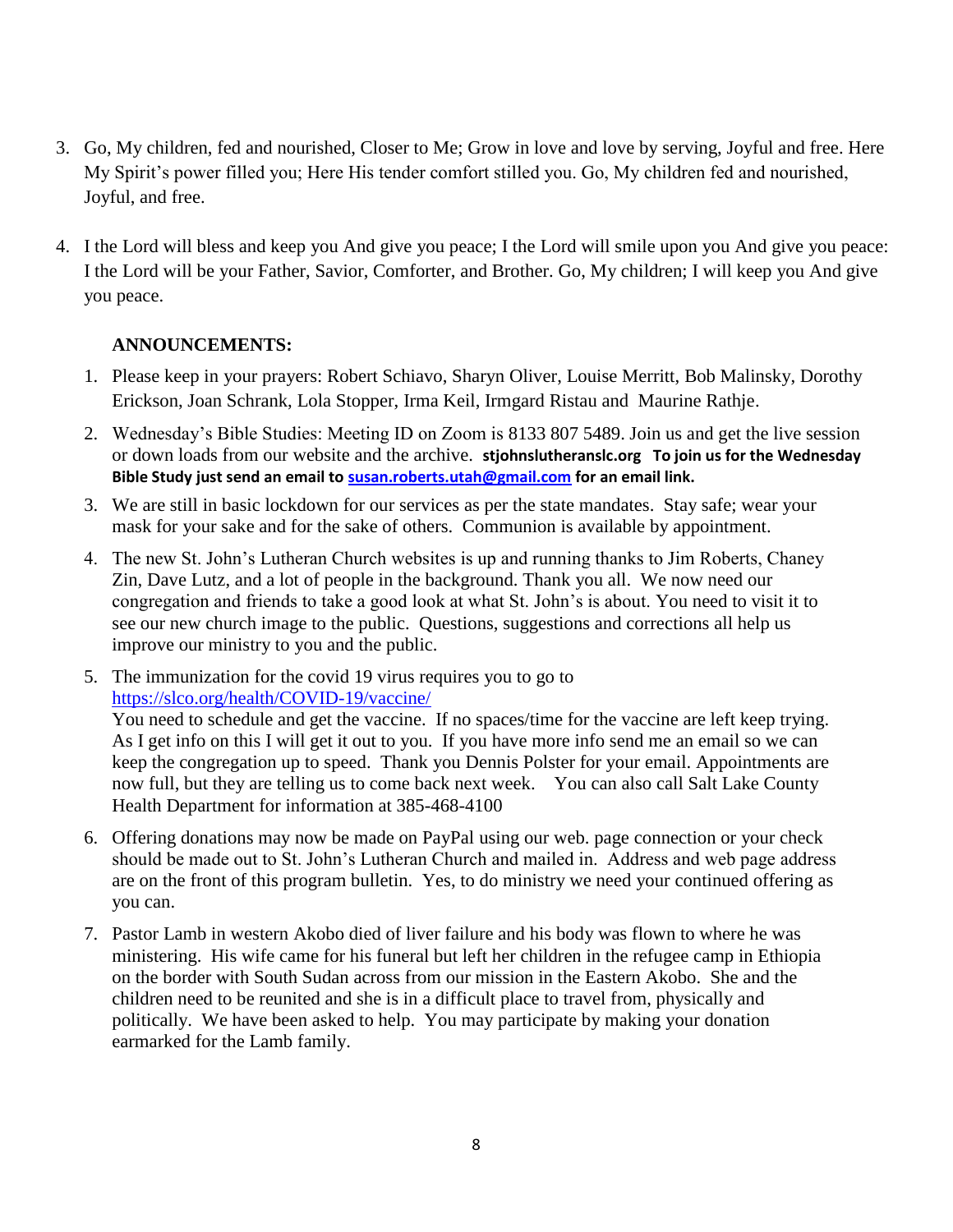3. Go, My children, fed and nourished, Closer to Me; Grow in love and love by serving, Joyful and free. Here My Spirit's power filled you; Here His tender comfort stilled you. Go, My children fed and nourished, Joyful, and free.

4. I the Lord will bless and keep you And give you peace; I the Lord will smile upon you And give you peace: I the Lord will be your Father, Savior, Comforter, and Brother. Go, My children; I will keep you And give you peace.

**ANNOUNCEMENTS:**

1. Please keep in your prayers: Robert Schiavo, Sharyn Oliver, Louise Merritt, Bob Malinsky, Dorothy Erickson, Joan Schrank, Lola Stopper, Irma Keil, Irmgard Ristau and Maurine Rathje.
2. Wednesday's Bible Studies: Meeting ID on Zoom is 8133 807 5489. Join us and get the live session or down loads from our website and the archive. **stjohnslutheranslc.org To join us for the Wednesday Bible Study just send an email to [susan.roberts.utah@gmail.com](mailto:susan.roberts.utah@gmail.com) for an email link.**
3. We are still in basic lockdown for our services as per the state mandates. Stay safe; wear your mask for your sake and for the sake of others. Communion is available by appointment.
4. The new St. John's Lutheran Church websites is up and running thanks to Jim Roberts, Chaney Zin, Dave Lutz, and a lot of people in the background. Thank you all. We now need our congregation and friends to take a good look at what St. John's is about. You need to visit it to see our new church image to the public. Questions, suggestions and corrections all help us improve our ministry to you and the public.
5. The immunization for the covid 19 virus requires you to go to https://slco.org/health/COVID-19/vaccine/
   You need to schedule and get the vaccine. If no spaces/time for the vaccine are left keep trying. As I get info on this I will get it out to you. If you have more info send me an email so we can keep the congregation up to speed. Thank you Dennis Polster for your email. Appointments are now full, but they are telling us to come back next week. You can also call Salt Lake County Health Department for information at 385-468-4100
6. Offering donations may now be made on PayPal using our web. page connection or your check should be made out to St. John's Lutheran Church and mailed in. Address and web page address are on the front of this program bulletin. Yes, to do ministry we need your continued offering as you can.
7. Pastor Lamb in western Akobo died of liver failure and his body was flown to where he was ministering. His wife came for his funeral but left her children in the refugee camp in Ethiopia on the border with South Sudan across from our mission in the Eastern Akobo. She and the children need to be reunited and she is in a difficult place to travel from, physically and politically. We have been asked to help. You may participate by making your donation earmarked for the Lamb family.